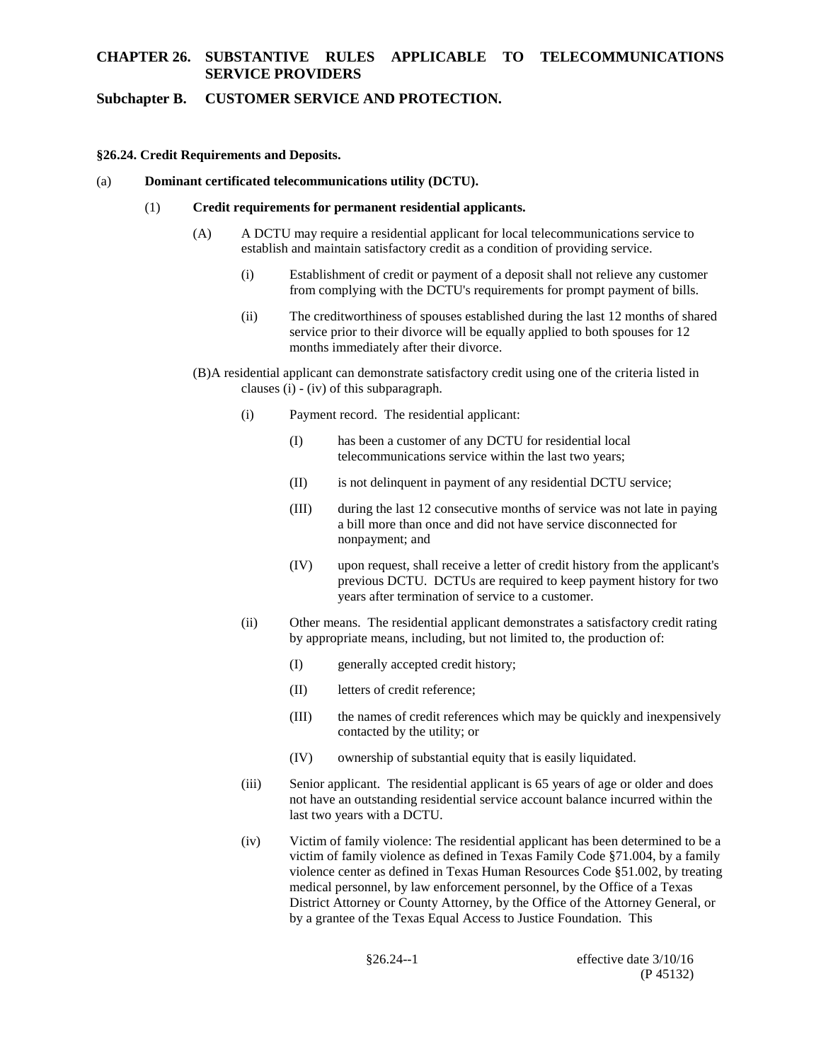# CHAPTER 26. SUBSTANTIVE RULES APPLICABLE TO TELECOMMUNICATIONS SERVICE PROVIDERS

## Subchapter B. CUSTOMER SERVICE AND PROTECTION.

**§26.24. Credit Requirements and Deposits.**

(a) **Dominant certificated telecommunications utility (DCTU).**

(1) **Credit requirements for permanent residential applicants.**

(A) A DCTU may require a residential applicant for local telecommunications service to establish and maintain satisfactory credit as a condition of providing service.

(i) Establishment of credit or payment of a deposit shall not relieve any customer from complying with the DCTU's requirements for prompt payment of bills.

(ii) The creditworthiness of spouses established during the last 12 months of shared service prior to their divorce will be equally applied to both spouses for 12 months immediately after their divorce.

(B) A residential applicant can demonstrate satisfactory credit using one of the criteria listed in clauses (i) - (iv) of this subparagraph.

(i) Payment record. The residential applicant:

(I) has been a customer of any DCTU for residential local telecommunications service within the last two years;

(II) is not delinquent in payment of any residential DCTU service;

(III) during the last 12 consecutive months of service was not late in paying a bill more than once and did not have service disconnected for nonpayment; and

(IV) upon request, shall receive a letter of credit history from the applicant's previous DCTU. DCTUs are required to keep payment history for two years after termination of service to a customer.

(ii) Other means. The residential applicant demonstrates a satisfactory credit rating by appropriate means, including, but not limited to, the production of:

(I) generally accepted credit history;

(II) letters of credit reference;

(III) the names of credit references which may be quickly and inexpensively contacted by the utility; or

(IV) ownership of substantial equity that is easily liquidated.

(iii) Senior applicant. The residential applicant is 65 years of age or older and does not have an outstanding residential service account balance incurred within the last two years with a DCTU.

(iv) Victim of family violence: The residential applicant has been determined to be a victim of family violence as defined in Texas Family Code §71.004, by a family violence center as defined in Texas Human Resources Code §51.002, by treating medical personnel, by law enforcement personnel, by the Office of a Texas District Attorney or County Attorney, by the Office of the Attorney General, or by a grantee of the Texas Equal Access to Justice Foundation. This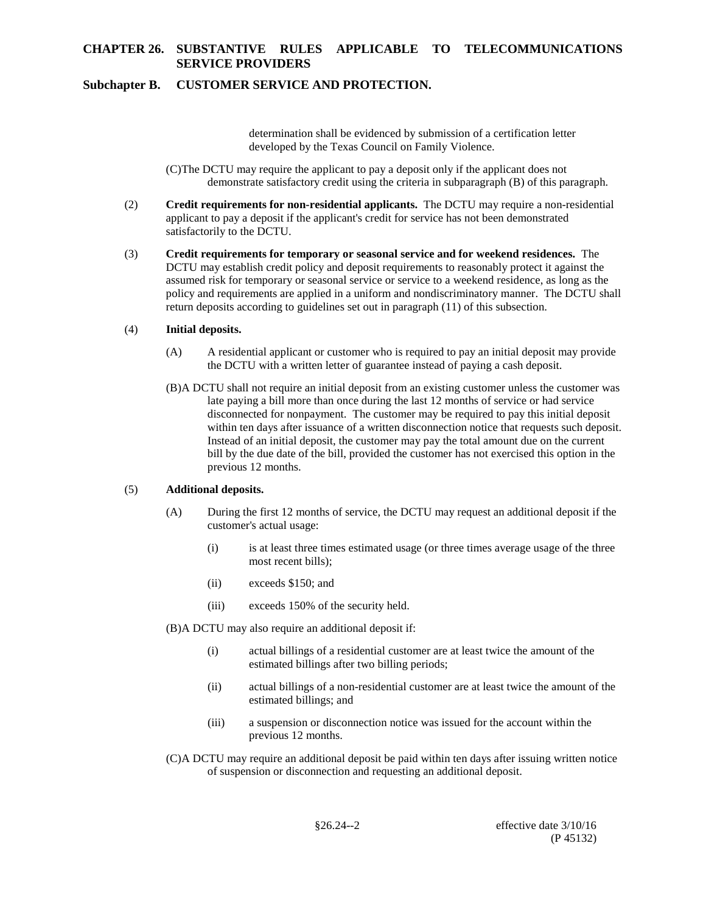determination shall be evidenced by submission of a certification letter developed by the Texas Council on Family Violence.

(C) The DCTU may require the applicant to pay a deposit only if the applicant does not demonstrate satisfactory credit using the criteria in subparagraph (B) of this paragraph.

(2) **Credit requirements for non-residential applicants.** The DCTU may require a non-residential applicant to pay a deposit if the applicant's credit for service has not been demonstrated satisfactorily to the DCTU.

(3) **Credit requirements for temporary or seasonal service and for weekend residences.** The DCTU may establish credit policy and deposit requirements to reasonably protect it against the assumed risk for temporary or seasonal service or service to a weekend residence, as long as the policy and requirements are applied in a uniform and nondiscriminatory manner. The DCTU shall return deposits according to guidelines set out in paragraph (11) of this subsection.

(4) **Initial deposits.**

(A) A residential applicant or customer who is required to pay an initial deposit may provide the DCTU with a written letter of guarantee instead of paying a cash deposit.

(B) A DCTU shall not require an initial deposit from an existing customer unless the customer was late paying a bill more than once during the last 12 months of service or had service disconnected for nonpayment. The customer may be required to pay this initial deposit within ten days after issuance of a written disconnection notice that requests such deposit. Instead of an initial deposit, the customer may pay the total amount due on the current bill by the due date of the bill, provided the customer has not exercised this option in the previous 12 months.

(5) **Additional deposits.**

(A) During the first 12 months of service, the DCTU may request an additional deposit if the customer's actual usage:

(i) is at least three times estimated usage (or three times average usage of the three most recent bills);

(ii) exceeds $150; and

(iii) exceeds 150% of the security held.

(B) A DCTU may also require an additional deposit if:

(i) actual billings of a residential customer are at least twice the amount of the estimated billings after two billing periods;

(ii) actual billings of a non-residential customer are at least twice the amount of the estimated billings; and

(iii) a suspension or disconnection notice was issued for the account within the previous 12 months.

(C) A DCTU may require an additional deposit be paid within ten days after issuing written notice of suspension or disconnection and requesting an additional deposit.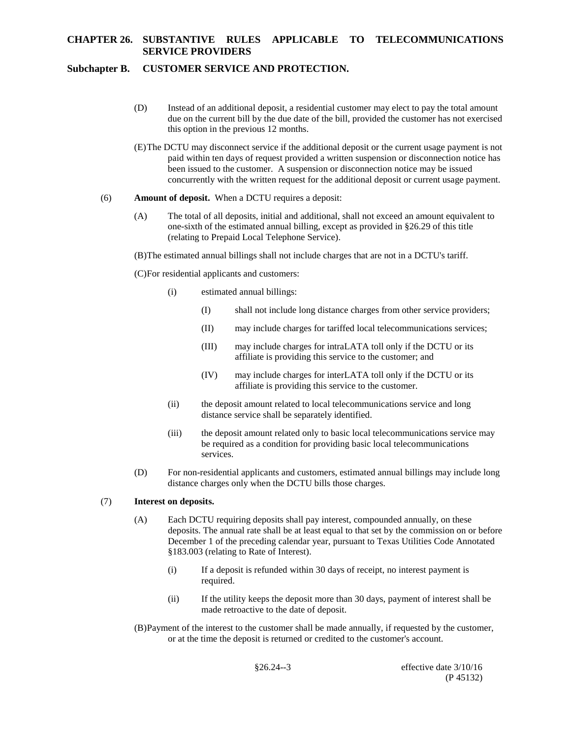(D) Instead of an additional deposit, a residential customer may elect to pay the total amount due on the current bill by the due date of the bill, provided the customer has not exercised this option in the previous 12 months.

(E) The DCTU may disconnect service if the additional deposit or the current usage payment is not paid within ten days of request provided a written suspension or disconnection notice has been issued to the customer. A suspension or disconnection notice may be issued concurrently with the written request for the additional deposit or current usage payment.

(6) **Amount of deposit.** When a DCTU requires a deposit:

(A) The total of all deposits, initial and additional, shall not exceed an amount equivalent to one-sixth of the estimated annual billing, except as provided in §26.29 of this title (relating to Prepaid Local Telephone Service).

(B) The estimated annual billings shall not include charges that are not in a DCTU's tariff.

(C) For residential applicants and customers:

(i) estimated annual billings:

(I) shall not include long distance charges from other service providers;

(II) may include charges for tariffed local telecommunications services;

(III) may include charges for intraLATA toll only if the DCTU or its affiliate is providing this service to the customer; and

(IV) may include charges for interLATA toll only if the DCTU or its affiliate is providing this service to the customer.

(ii) the deposit amount related to local telecommunications service and long distance service shall be separately identified.

(iii) the deposit amount related only to basic local telecommunications service may be required as a condition for providing basic local telecommunications services.

(D) For non-residential applicants and customers, estimated annual billings may include long distance charges only when the DCTU bills those charges.

(7) **Interest on deposits.**

(A) Each DCTU requiring deposits shall pay interest, compounded annually, on these deposits. The annual rate shall be at least equal to that set by the commission on or before December 1 of the preceding calendar year, pursuant to Texas Utilities Code Annotated §183.003 (relating to Rate of Interest).

(i) If a deposit is refunded within 30 days of receipt, no interest payment is required.

(ii) If the utility keeps the deposit more than 30 days, payment of interest shall be made retroactive to the date of deposit.

(B) Payment of the interest to the customer shall be made annually, if requested by the customer, or at the time the deposit is returned or credited to the customer's account.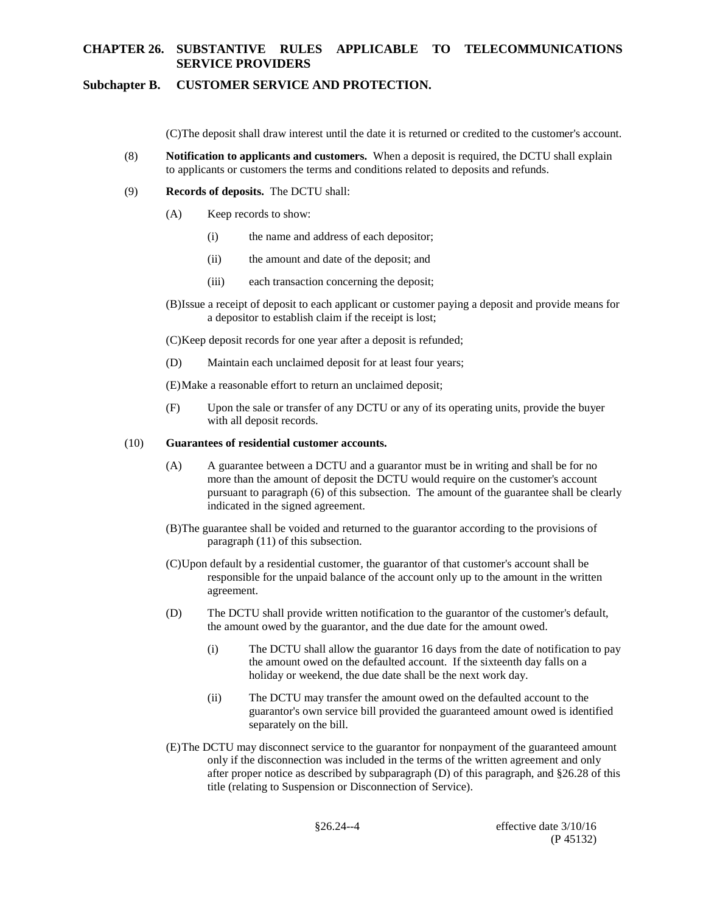(C) The deposit shall draw interest until the date it is returned or credited to the customer's account.

(8) **Notification to applicants and customers.** When a deposit is required, the DCTU shall explain to applicants or customers the terms and conditions related to deposits and refunds.

(9) **Records of deposits.** The DCTU shall:

(A) Keep records to show:

(i) the name and address of each depositor;

(ii) the amount and date of the deposit; and

(iii) each transaction concerning the deposit;

(B) Issue a receipt of deposit to each applicant or customer paying a deposit and provide means for a depositor to establish claim if the receipt is lost;

(C) Keep deposit records for one year after a deposit is refunded;

(D) Maintain each unclaimed deposit for at least four years;

(E) Make a reasonable effort to return an unclaimed deposit;

(F) Upon the sale or transfer of any DCTU or any of its operating units, provide the buyer with all deposit records.

(10) **Guarantees of residential customer accounts.**

(A) A guarantee between a DCTU and a guarantor must be in writing and shall be for no more than the amount of deposit the DCTU would require on the customer's account pursuant to paragraph (6) of this subsection. The amount of the guarantee shall be clearly indicated in the signed agreement.

(B) The guarantee shall be voided and returned to the guarantor according to the provisions of paragraph (11) of this subsection.

(C) Upon default by a residential customer, the guarantor of that customer's account shall be responsible for the unpaid balance of the account only up to the amount in the written agreement.

(D) The DCTU shall provide written notification to the guarantor of the customer's default, the amount owed by the guarantor, and the due date for the amount owed.

(i) The DCTU shall allow the guarantor 16 days from the date of notification to pay the amount owed on the defaulted account. If the sixteenth day falls on a holiday or weekend, the due date shall be the next work day.

(ii) The DCTU may transfer the amount owed on the defaulted account to the guarantor's own service bill provided the guaranteed amount owed is identified separately on the bill.

(E) The DCTU may disconnect service to the guarantor for nonpayment of the guaranteed amount only if the disconnection was included in the terms of the written agreement and only after proper notice as described by subparagraph (D) of this paragraph, and §26.28 of this title (relating to Suspension or Disconnection of Service).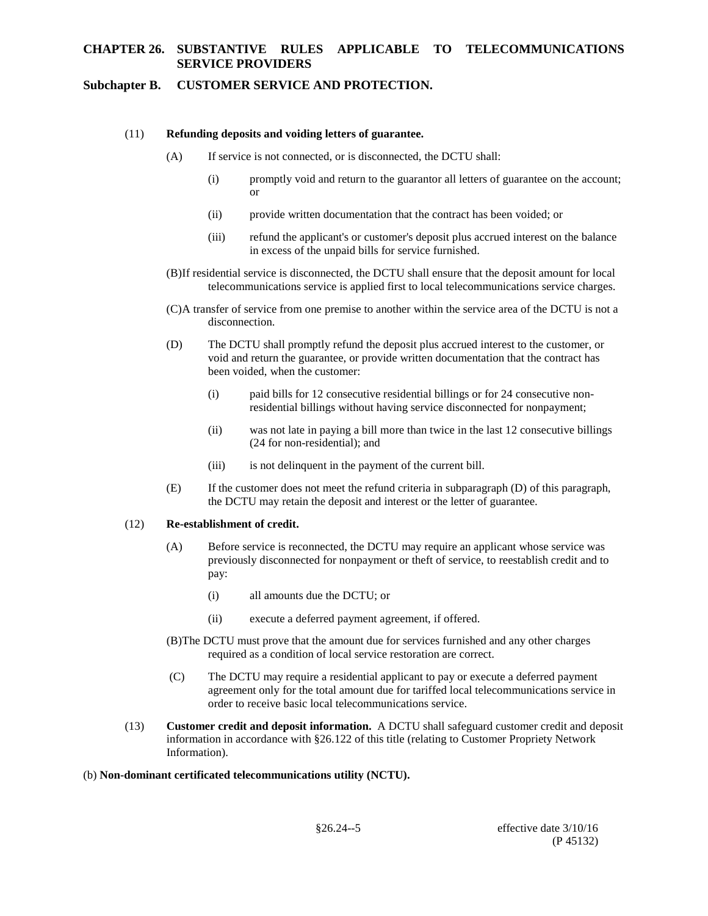(11) **Refunding deposits and voiding letters of guarantee.**

(A) If service is not connected, or is disconnected, the DCTU shall:

(i) promptly void and return to the guarantor all letters of guarantee on the account; or

(ii) provide written documentation that the contract has been voided; or

(iii) refund the applicant's or customer's deposit plus accrued interest on the balance in excess of the unpaid bills for service furnished.

(B)If residential service is disconnected, the DCTU shall ensure that the deposit amount for local telecommunications service is applied first to local telecommunications service charges.

(C)A transfer of service from one premise to another within the service area of the DCTU is not a disconnection.

(D) The DCTU shall promptly refund the deposit plus accrued interest to the customer, or void and return the guarantee, or provide written documentation that the contract has been voided, when the customer:

(i) paid bills for 12 consecutive residential billings or for 24 consecutive non-residential billings without having service disconnected for nonpayment;

(ii) was not late in paying a bill more than twice in the last 12 consecutive billings (24 for non-residential); and

(iii) is not delinquent in the payment of the current bill.

(E) If the customer does not meet the refund criteria in subparagraph (D) of this paragraph, the DCTU may retain the deposit and interest or the letter of guarantee.

(12) **Re-establishment of credit.**

(A) Before service is reconnected, the DCTU may require an applicant whose service was previously disconnected for nonpayment or theft of service, to reestablish credit and to pay:

(i) all amounts due the DCTU; or

(ii) execute a deferred payment agreement, if offered.

(B)The DCTU must prove that the amount due for services furnished and any other charges required as a condition of local service restoration are correct.

(C) The DCTU may require a residential applicant to pay or execute a deferred payment agreement only for the total amount due for tariffed local telecommunications service in order to receive basic local telecommunications service.

(13) **Customer credit and deposit information.** A DCTU shall safeguard customer credit and deposit information in accordance with §26.122 of this title (relating to Customer Propriety Network Information).

(b) **Non-dominant certificated telecommunications utility (NCTU).**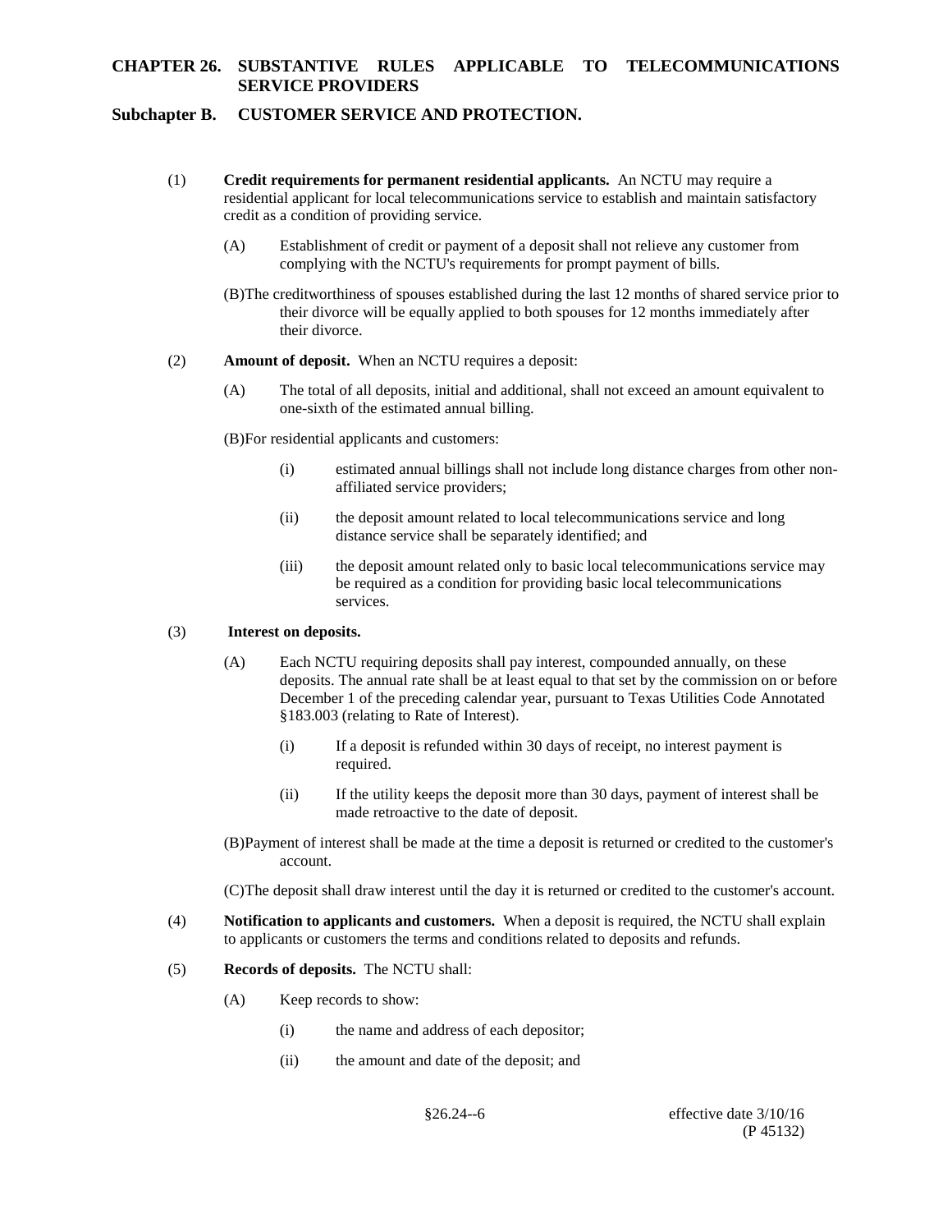(1) **Credit requirements for permanent residential applicants.** An NCTU may require a residential applicant for local telecommunications service to establish and maintain satisfactory credit as a condition of providing service.

(A) Establishment of credit or payment of a deposit shall not relieve any customer from complying with the NCTU's requirements for prompt payment of bills.

(B) The creditworthiness of spouses established during the last 12 months of shared service prior to their divorce will be equally applied to both spouses for 12 months immediately after their divorce.

(2) **Amount of deposit.** When an NCTU requires a deposit:

(A) The total of all deposits, initial and additional, shall not exceed an amount equivalent to one-sixth of the estimated annual billing.

(B) For residential applicants and customers:

(i) estimated annual billings shall not include long distance charges from other non-affiliated service providers;

(ii) the deposit amount related to local telecommunications service and long distance service shall be separately identified; and

(iii) the deposit amount related only to basic local telecommunications service may be required as a condition for providing basic local telecommunications services.

(3) **Interest on deposits.**

(A) Each NCTU requiring deposits shall pay interest, compounded annually, on these deposits. The annual rate shall be at least equal to that set by the commission on or before December 1 of the preceding calendar year, pursuant to Texas Utilities Code Annotated §183.003 (relating to Rate of Interest).

(i) If a deposit is refunded within 30 days of receipt, no interest payment is required.

(ii) If the utility keeps the deposit more than 30 days, payment of interest shall be made retroactive to the date of deposit.

(B) Payment of interest shall be made at the time a deposit is returned or credited to the customer's account.

(C) The deposit shall draw interest until the day it is returned or credited to the customer's account.

(4) **Notification to applicants and customers.** When a deposit is required, the NCTU shall explain to applicants or customers the terms and conditions related to deposits and refunds.

(5) **Records of deposits.** The NCTU shall:

(A) Keep records to show:

(i) the name and address of each depositor;

(ii) the amount and date of the deposit; and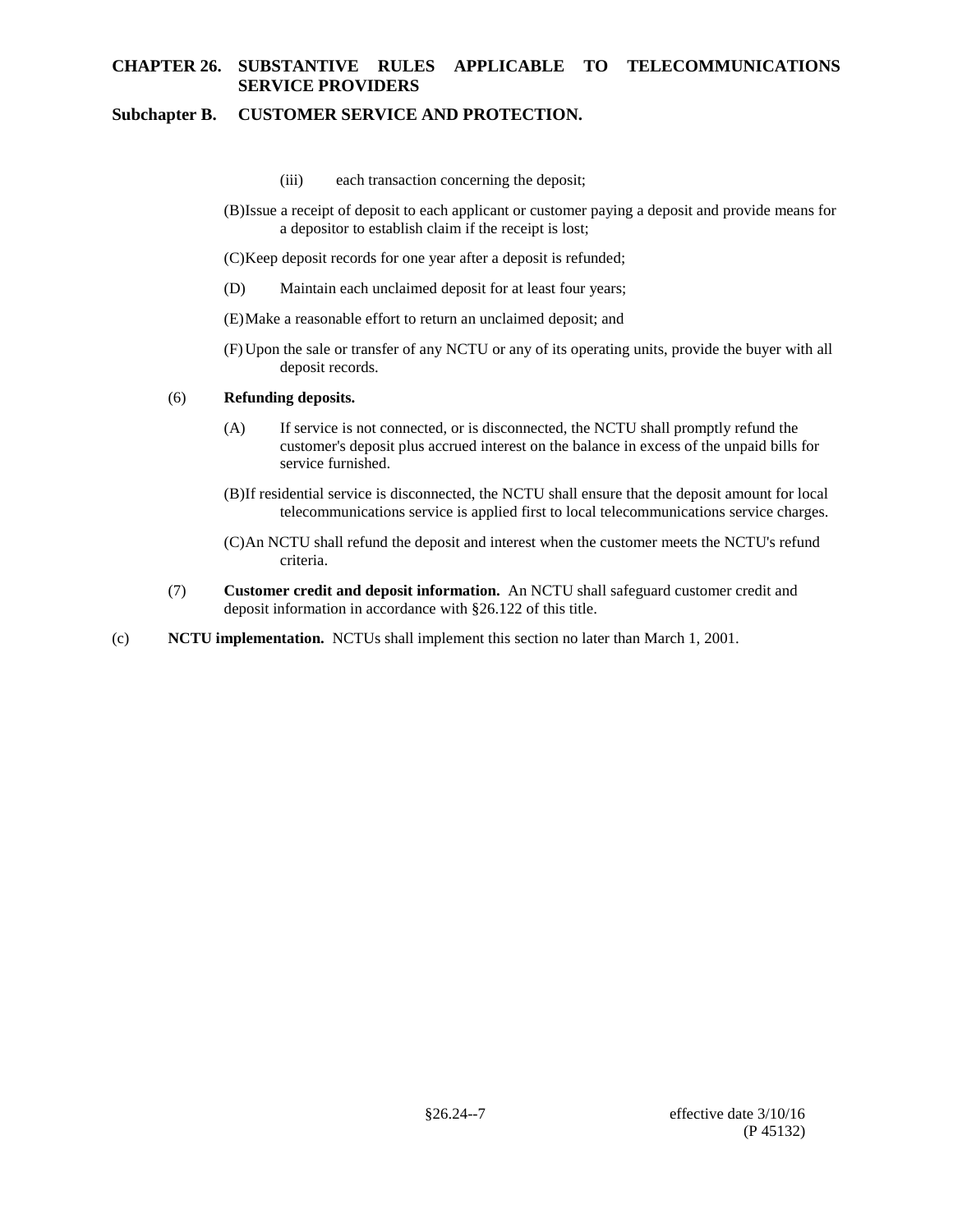(iii) each transaction concerning the deposit;

(B) Issue a receipt of deposit to each applicant or customer paying a deposit and provide means for a depositor to establish claim if the receipt is lost;

(C) Keep deposit records for one year after a deposit is refunded;

(D) Maintain each unclaimed deposit for at least four years;

(E) Make a reasonable effort to return an unclaimed deposit; and

(F) Upon the sale or transfer of any NCTU or any of its operating units, provide the buyer with all deposit records.

(6) **Refunding deposits.**

(A) If service is not connected, or is disconnected, the NCTU shall promptly refund the customer's deposit plus accrued interest on the balance in excess of the unpaid bills for service furnished.

(B) If residential service is disconnected, the NCTU shall ensure that the deposit amount for local telecommunications service is applied first to local telecommunications service charges.

(C) An NCTU shall refund the deposit and interest when the customer meets the NCTU's refund criteria.

(7) **Customer credit and deposit information.** An NCTU shall safeguard customer credit and deposit information in accordance with §26.122 of this title.

(c) **NCTU implementation.** NCTUs shall implement this section no later than March 1, 2001.